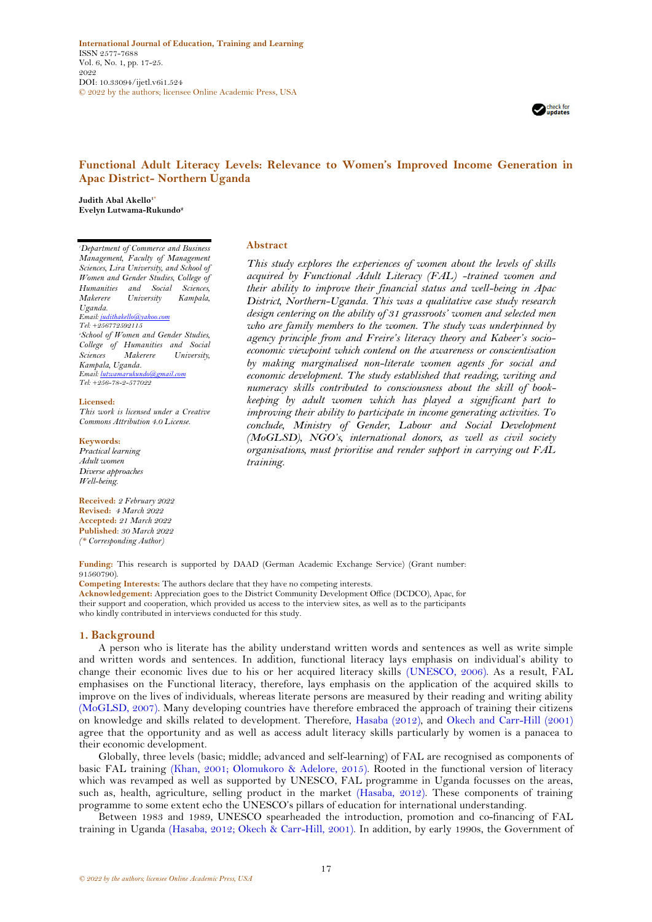International Journal of Education, Training and Learning
ISSN 2577-7688
Vol. 6, No. 1, pp. 17-25.
2022
DOI: 10.33094/ijetl.v6i1.524
© 2022 by the authors; licensee Online Academic Press, USA

# Functional Adult Literacy Levels: Relevance to Women's Improved Income Generation in Apac District- Northern Uganda

**Judith Abal Akello[1*]**
**Evelyn Lutwama-Rukundo[2]**

[1]*Department of Commerce and Business Management, Faculty of Management Sciences, Lira University, and School of Women and Gender Studies, College of Humanities and Social Sciences, Makerere University Kampala, Uganda.*
*Email: judithakello@yahoo.com*
*Tel: +256772592115*
[2]*School of Women and Gender Studies, College of Humanities and Social Sciences Makerere University, Kampala, Uganda.*
*Email: lutwamarukundo@gmail.com*
*Tel: +256-78-2-577022*

**Licensed:**
*This work is licensed under a Creative Commons Attribution 4.0 License.*

**Keywords:**
*Practical learning*
*Adult women*
*Diverse approaches*
*Well-being.*

**Received:** *2 February 2022*
**Revised:** *4 March 2022*
**Accepted:** *21 March 2022*
**Published:** *30 March 2022*
*(\* Corresponding Author)*

## Abstract

*This study explores the experiences of women about the levels of skills acquired by Functional Adult Literacy (FAL) -trained women and their ability to improve their financial status and well-being in Apac District, Northern-Uganda. This was a qualitative case study research design centering on the ability of 31 grassroots' women and selected men who are family members to the women. The study was underpinned by agency principle from and Freire's literacy theory and Kabeer's socio-economic viewpoint which contend on the awareness or conscientisation by making marginalised non-literate women agents for social and economic development. The study established that reading, writing and numeracy skills contributed to consciousness about the skill of book-keeping by adult women which has played a significant part to improving their ability to participate in income generating activities. To conclude, Ministry of Gender, Labour and Social Development (MoGLSD), NGO's, international donors, as well as civil society organisations, must prioritise and render support in carrying out FAL training.*

**Funding:** This research is supported by DAAD (German Academic Exchange Service) (Grant number: 91560790).
**Competing Interests:** The authors declare that they have no competing interests.
**Acknowledgement:** Appreciation goes to the District Community Development Office (DCDCO), Apac, for their support and cooperation, which provided us access to the interview sites, as well as to the participants who kindly contributed in interviews conducted for this study.

## 1. Background

A person who is literate has the ability understand written words and sentences as well as write simple and written words and sentences. In addition, functional literacy lays emphasis on individual's ability to change their economic lives due to his or her acquired literacy skills (UNESCO, 2006). As a result, FAL emphasises on the Functional literacy, therefore, lays emphasis on the application of the acquired skills to improve on the lives of individuals, whereas literate persons are measured by their reading and writing ability (MoGLSD, 2007). Many developing countries have therefore embraced the approach of training their citizens on knowledge and skills related to development. Therefore, Hasaba (2012), and Okech and Carr-Hill (2001) agree that the opportunity and as well as access adult literacy skills particularly by women is a panacea to their economic development.

Globally, three levels (basic; middle; advanced and self-learning) of FAL are recognised as components of basic FAL training (Khan, 2001; Olomukoro & Adelore, 2015). Rooted in the functional version of literacy which was revamped as well as supported by UNESCO, FAL programme in Uganda focusses on the areas, such as, health, agriculture, selling product in the market (Hasaba, 2012). These components of training programme to some extent echo the UNESCO's pillars of education for international understanding.

Between 1983 and 1989, UNESCO spearheaded the introduction, promotion and co-financing of FAL training in Uganda (Hasaba, 2012; Okech & Carr-Hill, 2001). In addition, by early 1990s, the Government of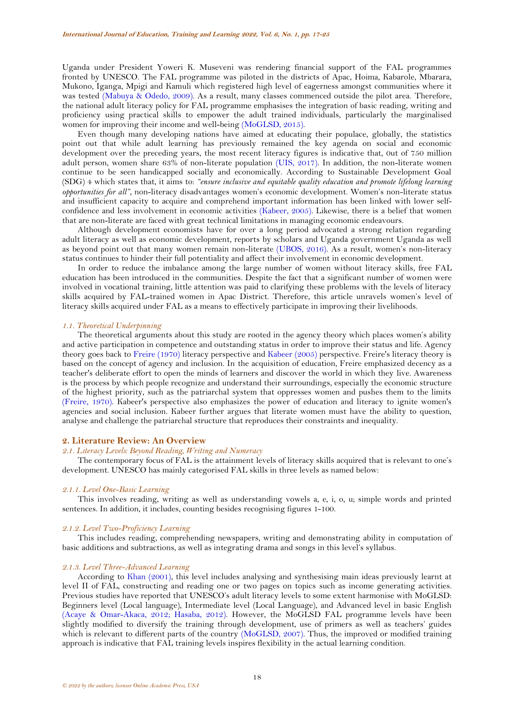Uganda under President Yoweri K. Museveni was rendering financial support of the FAL programmes fronted by UNESCO. The FAL programme was piloted in the districts of Apac, Hoima, Kabarole, Mbarara, Mukono, Iganga, Mpigi and Kamuli which registered high level of eagerness amongst communities where it was tested (Mabuya & Odedo, 2009). As a result, many classes commenced outside the pilot area. Therefore, the national adult literacy policy for FAL programme emphasises the integration of basic reading, writing and proficiency using practical skills to empower the adult trained individuals, particularly the marginalised women for improving their income and well-being (MoGLSD, 2015).

Even though many developing nations have aimed at educating their populace, globally, the statistics point out that while adult learning has previously remained the key agenda on social and economic development over the preceding years, the most recent literacy figures is indicative that, 0ut of 750 million adult person, women share 63% of non-literate population (UIS, 2017). In addition, the non-literate women continue to be seen handicapped socially and economically. According to Sustainable Development Goal (SDG) 4 which states that, it aims to: *"ensure inclusive and equitable quality education and promote lifelong learning opportunities for all"*, non-literacy disadvantages women's economic development. Women's non-literate status and insufficient capacity to acquire and comprehend important information has been linked with lower self-confidence and less involvement in economic activities (Kabeer, 2005). Likewise, there is a belief that women that are non-literate are faced with great technical limitations in managing economic endeavours.

Although development economists have for over a long period advocated a strong relation regarding adult literacy as well as economic development, reports by scholars and Uganda government Uganda as well as beyond point out that many women remain non-literate (UBOS, 2016). As a result, women's non-literacy status continues to hinder their full potentiality and affect their involvement in economic development.

In order to reduce the imbalance among the large number of women without literacy skills, free FAL education has been introduced in the communities. Despite the fact that a significant number of women were involved in vocational training, little attention was paid to clarifying these problems with the levels of literacy skills acquired by FAL-trained women in Apac District. Therefore, this article unravels women's level of literacy skills acquired under FAL as a means to effectively participate in improving their livelihoods.

### *1.1. Theoretical Underpinning*

The theoretical arguments about this study are rooted in the agency theory which places women's ability and active participation in competence and outstanding status in order to improve their status and life. Agency theory goes back to Freire (1970) literacy perspective and Kabeer (2005) perspective. Freire's literacy theory is based on the concept of agency and inclusion. In the acquisition of education, Freire emphasized decency as a teacher's deliberate effort to open the minds of learners and discover the world in which they live. Awareness is the process by which people recognize and understand their surroundings, especially the economic structure of the highest priority, such as the patriarchal system that oppresses women and pushes them to the limits (Freire, 1970). Kabeer's perspective also emphasizes the power of education and literacy to ignite women's agencies and social inclusion. Kabeer further argues that literate women must have the ability to question, analyse and challenge the patriarchal structure that reproduces their constraints and inequality.

## 2. Literature Review: An Overview

### *2.1. Literacy Levels: Beyond Reading, Writing and Numeracy*

The contemporary focus of FAL is the attainment levels of literacy skills acquired that is relevant to one's development. UNESCO has mainly categorised FAL skills in three levels as named below:

#### *2.1.1. Level One-Basic Learning*

This involves reading, writing as well as understanding vowels a, e, i, o, u; simple words and printed sentences. In addition, it includes, counting besides recognising figures 1-100.

#### *2.1.2. Level Two-Proficiency Learning*

This includes reading, comprehending newspapers, writing and demonstrating ability in computation of basic additions and subtractions, as well as integrating drama and songs in this level's syllabus.

#### *2.1.3. Level Three-Advanced Learning*

According to Khan (2001), this level includes analysing and synthesising main ideas previously learnt at level II of FAL, constructing and reading one or two pages on topics such as income generating activities. Previous studies have reported that UNESCO's adult literacy levels to some extent harmonise with MoGLSD: Beginners level (Local language), Intermediate level (Local Language), and Advanced level in basic English (Acaye & Omar-Akaca, 2012; Hasaba, 2012). However, the MoGLSD FAL programme levels have been slightly modified to diversify the training through development, use of primers as well as teachers' guides which is relevant to different parts of the country (MoGLSD, 2007). Thus, the improved or modified training approach is indicative that FAL training levels inspires flexibility in the actual learning condition.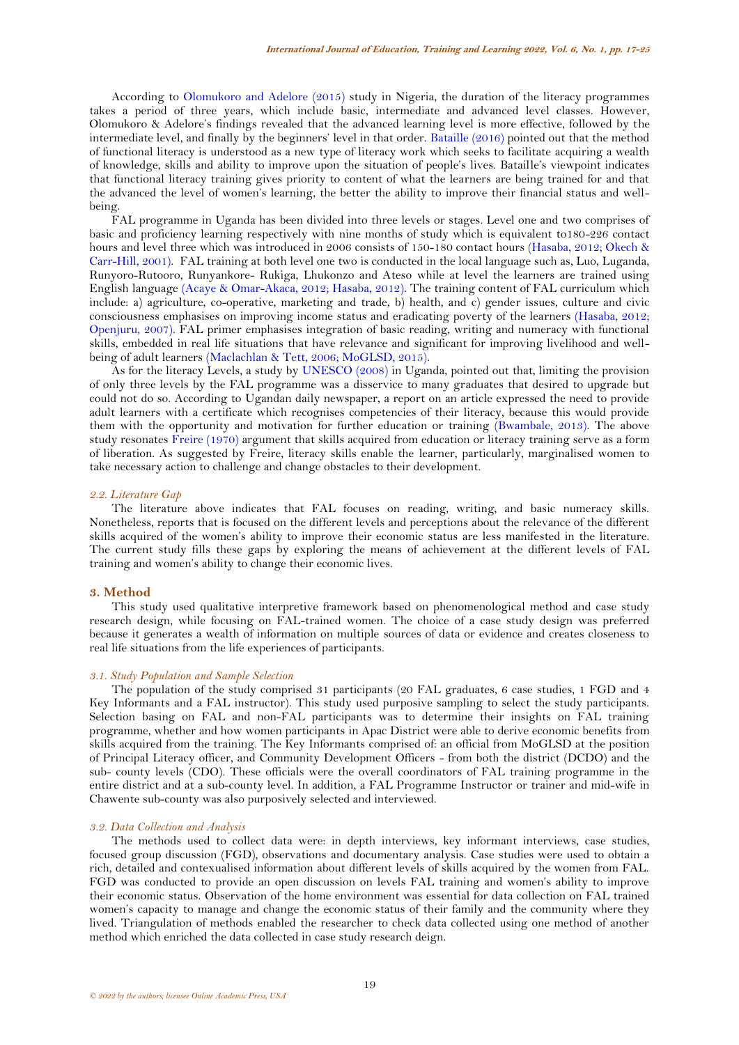According to Olomukoro and Adelore (2015) study in Nigeria, the duration of the literacy programmes takes a period of three years, which include basic, intermediate and advanced level classes. However, Olomukoro & Adelore's findings revealed that the advanced learning level is more effective, followed by the intermediate level, and finally by the beginners' level in that order. Bataille (2016) pointed out that the method of functional literacy is understood as a new type of literacy work which seeks to facilitate acquiring a wealth of knowledge, skills and ability to improve upon the situation of people's lives. Bataille's viewpoint indicates that functional literacy training gives priority to content of what the learners are being trained for and that the advanced the level of women's learning, the better the ability to improve their financial status and well-being.

FAL programme in Uganda has been divided into three levels or stages. Level one and two comprises of basic and proficiency learning respectively with nine months of study which is equivalent to180-226 contact hours and level three which was introduced in 2006 consists of 150-180 contact hours (Hasaba, 2012; Okech & Carr-Hill, 2001). FAL training at both level one two is conducted in the local language such as, Luo, Luganda, Runyoro-Rutooro, Runyankore- Rukiga, Lhukonzo and Ateso while at level the learners are trained using English language (Acaye & Omar-Akaca, 2012; Hasaba, 2012). The training content of FAL curriculum which include: a) agriculture, co-operative, marketing and trade, b) health, and c) gender issues, culture and civic consciousness emphasises on improving income status and eradicating poverty of the learners (Hasaba, 2012; Openjuru, 2007). FAL primer emphasises integration of basic reading, writing and numeracy with functional skills, embedded in real life situations that have relevance and significant for improving livelihood and well-being of adult learners (Maclachlan & Tett, 2006; MoGLSD, 2015).

As for the literacy Levels, a study by UNESCO (2008) in Uganda, pointed out that, limiting the provision of only three levels by the FAL programme was a disservice to many graduates that desired to upgrade but could not do so. According to Ugandan daily newspaper, a report on an article expressed the need to provide adult learners with a certificate which recognises competencies of their literacy, because this would provide them with the opportunity and motivation for further education or training (Bwambale, 2013). The above study resonates Freire (1970) argument that skills acquired from education or literacy training serve as a form of liberation. As suggested by Freire, literacy skills enable the learner, particularly, marginalised women to take necessary action to challenge and change obstacles to their development.

### *2.2. Literature Gap*

The literature above indicates that FAL focuses on reading, writing, and basic numeracy skills. Nonetheless, reports that is focused on the different levels and perceptions about the relevance of the different skills acquired of the women's ability to improve their economic status are less manifested in the literature. The current study fills these gaps by exploring the means of achievement at the different levels of FAL training and women's ability to change their economic lives.

## **3. Method**

This study used qualitative interpretive framework based on phenomenological method and case study research design, while focusing on FAL-trained women. The choice of a case study design was preferred because it generates a wealth of information on multiple sources of data or evidence and creates closeness to real life situations from the life experiences of participants.

### *3.1. Study Population and Sample Selection*

The population of the study comprised 31 participants (20 FAL graduates, 6 case studies, 1 FGD and 4 Key Informants and a FAL instructor). This study used purposive sampling to select the study participants. Selection basing on FAL and non-FAL participants was to determine their insights on FAL training programme, whether and how women participants in Apac District were able to derive economic benefits from skills acquired from the training. The Key Informants comprised of: an official from MoGLSD at the position of Principal Literacy officer, and Community Development Officers - from both the district (DCDO) and the sub- county levels (CDO). These officials were the overall coordinators of FAL training programme in the entire district and at a sub-county level. In addition, a FAL Programme Instructor or trainer and mid-wife in Chawente sub-county was also purposively selected and interviewed.

### *3.2. Data Collection and Analysis*

The methods used to collect data were: in depth interviews, key informant interviews, case studies, focused group discussion (FGD), observations and documentary analysis. Case studies were used to obtain a rich, detailed and contexualised information about different levels of skills acquired by the women from FAL. FGD was conducted to provide an open discussion on levels FAL training and women's ability to improve their economic status. Observation of the home environment was essential for data collection on FAL trained women's capacity to manage and change the economic status of their family and the community where they lived. Triangulation of methods enabled the researcher to check data collected using one method of another method which enriched the data collected in case study research deign.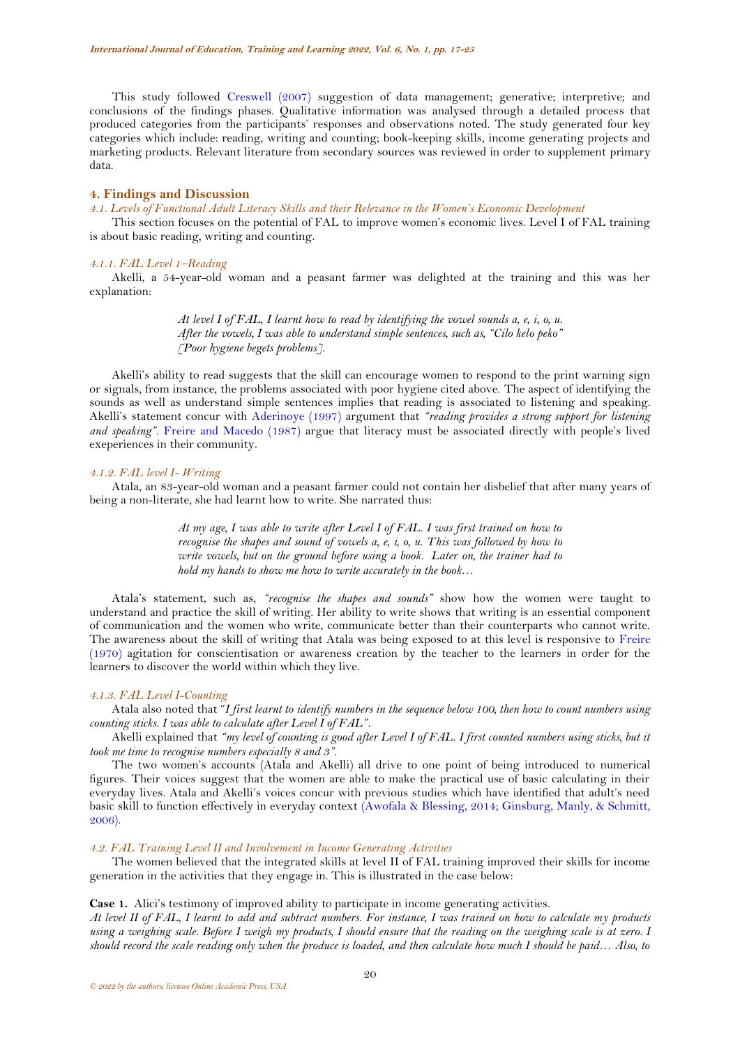This study followed Creswell (2007) suggestion of data management; generative; interpretive; and conclusions of the findings phases. Qualitative information was analysed through a detailed process that produced categories from the participants' responses and observations noted. The study generated four key categories which include: reading, writing and counting; book-keeping skills, income generating projects and marketing products. Relevant literature from secondary sources was reviewed in order to supplement primary data.

## 4. Findings and Discussion

### *4.1. Levels of Functional Adult Literacy Skills and their Relevance in the Women's Economic Development*

This section focuses on the potential of FAL to improve women's economic lives. Level I of FAL training is about basic reading, writing and counting.

#### *4.1.1. FAL Level 1–Reading*

Akelli, a 54-year-old woman and a peasant farmer was delighted at the training and this was her explanation:

> *At level I of FAL, I learnt how to read by identifying the vowel sounds a, e, i, o, u. After the vowels, I was able to understand simple sentences, such as, "Cilo kelo peko" [Poor hygiene begets problems].*

Akelli's ability to read suggests that the skill can encourage women to respond to the print warning sign or signals, from instance, the problems associated with poor hygiene cited above. The aspect of identifying the sounds as well as understand simple sentences implies that reading is associated to listening and speaking. Akelli's statement concur with Aderinoye (1997) argument that *"reading provides a strong support for listening and speaking"*. Freire and Macedo (1987) argue that literacy must be associated directly with people's lived exeperiences in their community.

#### *4.1.2. FAL level I- Writing*

Atala, an 83-year-old woman and a peasant farmer could not contain her disbelief that after many years of being a non-literate, she had learnt how to write. She narrated thus:

> *At my age, I was able to write after Level I of FAL. I was first trained on how to recognise the shapes and sound of vowels a, e, i, o, u. This was followed by how to write vowels, but on the ground before using a book. Later on, the trainer had to hold my hands to show me how to write accurately in the book…*

Atala's statement, such as, *"recognise the shapes and sounds"* show how the women were taught to understand and practice the skill of writing. Her ability to write shows that writing is an essential component of communication and the women who write, communicate better than their counterparts who cannot write. The awareness about the skill of writing that Atala was being exposed to at this level is responsive to Freire (1970) agitation for conscientisation or awareness creation by the teacher to the learners in order for the learners to discover the world within which they live.

#### *4.1.3. FAL Level I-Counting*

Atala also noted that "*I first learnt to identify numbers in the sequence below 100, then how to count numbers using counting sticks. I was able to calculate after Level I of FAL"*.

Akelli explained that *"my level of counting is good after Level I of FAL. I first counted numbers using sticks, but it took me time to recognise numbers especially 8 and 3"*.

The two women's accounts (Atala and Akelli) all drive to one point of being introduced to numerical figures. Their voices suggest that the women are able to make the practical use of basic calculating in their everyday lives. Atala and Akelli's voices concur with previous studies which have identified that adult's need basic skill to function effectively in everyday context (Awofala & Blessing, 2014; Ginsburg, Manly, & Schmitt, 2006).

### *4.2. FAL Training Level II and Involvement in Income Generating Activities*

The women believed that the integrated skills at level II of FAL training improved their skills for income generation in the activities that they engage in. This is illustrated in the case below:

**Case 1.** Alici's testimony of improved ability to participate in income generating activities.

*At level II of FAL, I learnt to add and subtract numbers. For instance, I was trained on how to calculate my products using a weighing scale. Before I weigh my products, I should ensure that the reading on the weighing scale is at zero. I should record the scale reading only when the produce is loaded, and then calculate how much I should be paid… Also, to*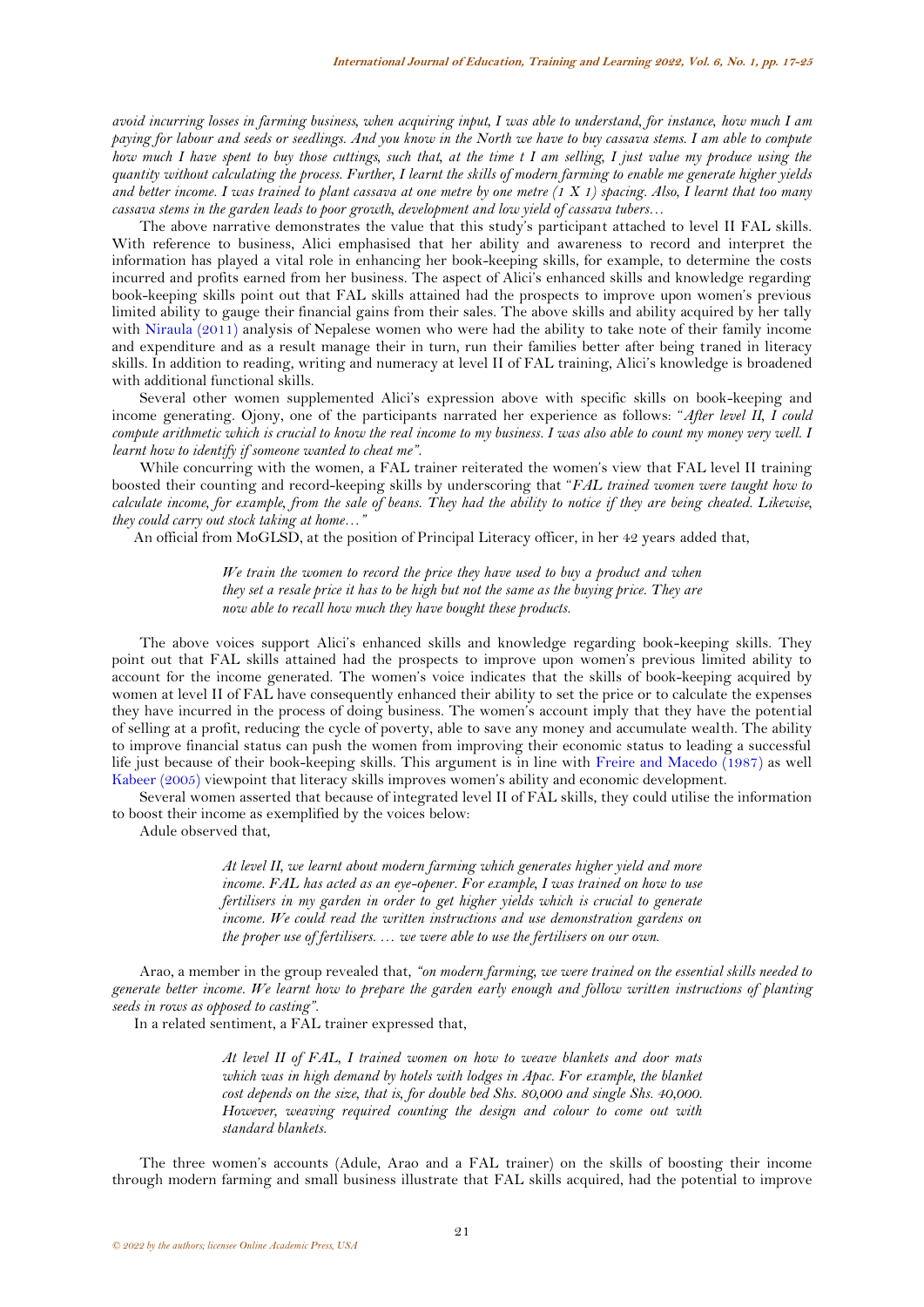*avoid incurring losses in farming business, when acquiring input, I was able to understand, for instance, how much I am paying for labour and seeds or seedlings. And you know in the North we have to buy cassava stems. I am able to compute how much I have spent to buy those cuttings, such that, at the time t I am selling, I just value my produce using the quantity without calculating the process. Further, I learnt the skills of modern farming to enable me generate higher yields and better income. I was trained to plant cassava at one metre by one metre (1 X 1) spacing. Also, I learnt that too many cassava stems in the garden leads to poor growth, development and low yield of cassava tubers…*

The above narrative demonstrates the value that this study's participant attached to level II FAL skills. With reference to business, Alici emphasised that her ability and awareness to record and interpret the information has played a vital role in enhancing her book-keeping skills, for example, to determine the costs incurred and profits earned from her business. The aspect of Alici's enhanced skills and knowledge regarding book-keeping skills point out that FAL skills attained had the prospects to improve upon women's previous limited ability to gauge their financial gains from their sales. The above skills and ability acquired by her tally with Niraula (2011) analysis of Nepalese women who were had the ability to take note of their family income and expenditure and as a result manage their in turn, run their families better after being traned in literacy skills. In addition to reading, writing and numeracy at level II of FAL training, Alici's knowledge is broadened with additional functional skills.

Several other women supplemented Alici's expression above with specific skills on book-keeping and income generating. Ojony, one of the participants narrated her experience as follows: *"After level II, I could compute arithmetic which is crucial to know the real income to my business. I was also able to count my money very well. I learnt how to identify if someone wanted to cheat me".*

While concurring with the women, a FAL trainer reiterated the women's view that FAL level II training boosted their counting and record-keeping skills by underscoring that *"FAL trained women were taught how to calculate income, for example, from the sale of beans. They had the ability to notice if they are being cheated. Likewise, they could carry out stock taking at home…"*

An official from MoGLSD, at the position of Principal Literacy officer, in her 42 years added that,

> *We train the women to record the price they have used to buy a product and when they set a resale price it has to be high but not the same as the buying price. They are now able to recall how much they have bought these products.*

The above voices support Alici's enhanced skills and knowledge regarding book-keeping skills. They point out that FAL skills attained had the prospects to improve upon women's previous limited ability to account for the income generated. The women's voice indicates that the skills of book-keeping acquired by women at level II of FAL have consequently enhanced their ability to set the price or to calculate the expenses they have incurred in the process of doing business. The women's account imply that they have the potential of selling at a profit, reducing the cycle of poverty, able to save any money and accumulate wealth. The ability to improve financial status can push the women from improving their economic status to leading a successful life just because of their book-keeping skills. This argument is in line with Freire and Macedo (1987) as well Kabeer (2005) viewpoint that literacy skills improves women's ability and economic development.

Several women asserted that because of integrated level II of FAL skills, they could utilise the information to boost their income as exemplified by the voices below:

Adule observed that,

> *At level II, we learnt about modern farming which generates higher yield and more income. FAL has acted as an eye-opener. For example, I was trained on how to use fertilisers in my garden in order to get higher yields which is crucial to generate income. We could read the written instructions and use demonstration gardens on the proper use of fertilisers. … we were able to use the fertilisers on our own.*

Arao, a member in the group revealed that, *"on modern farming, we were trained on the essential skills needed to generate better income. We learnt how to prepare the garden early enough and follow written instructions of planting seeds in rows as opposed to casting".*

In a related sentiment, a FAL trainer expressed that,

> *At level II of FAL, I trained women on how to weave blankets and door mats which was in high demand by hotels with lodges in Apac. For example, the blanket cost depends on the size, that is, for double bed Shs. 80,000 and single Shs. 40,000. However, weaving required counting the design and colour to come out with standard blankets.*

The three women's accounts (Adule, Arao and a FAL trainer) on the skills of boosting their income through modern farming and small business illustrate that FAL skills acquired, had the potential to improve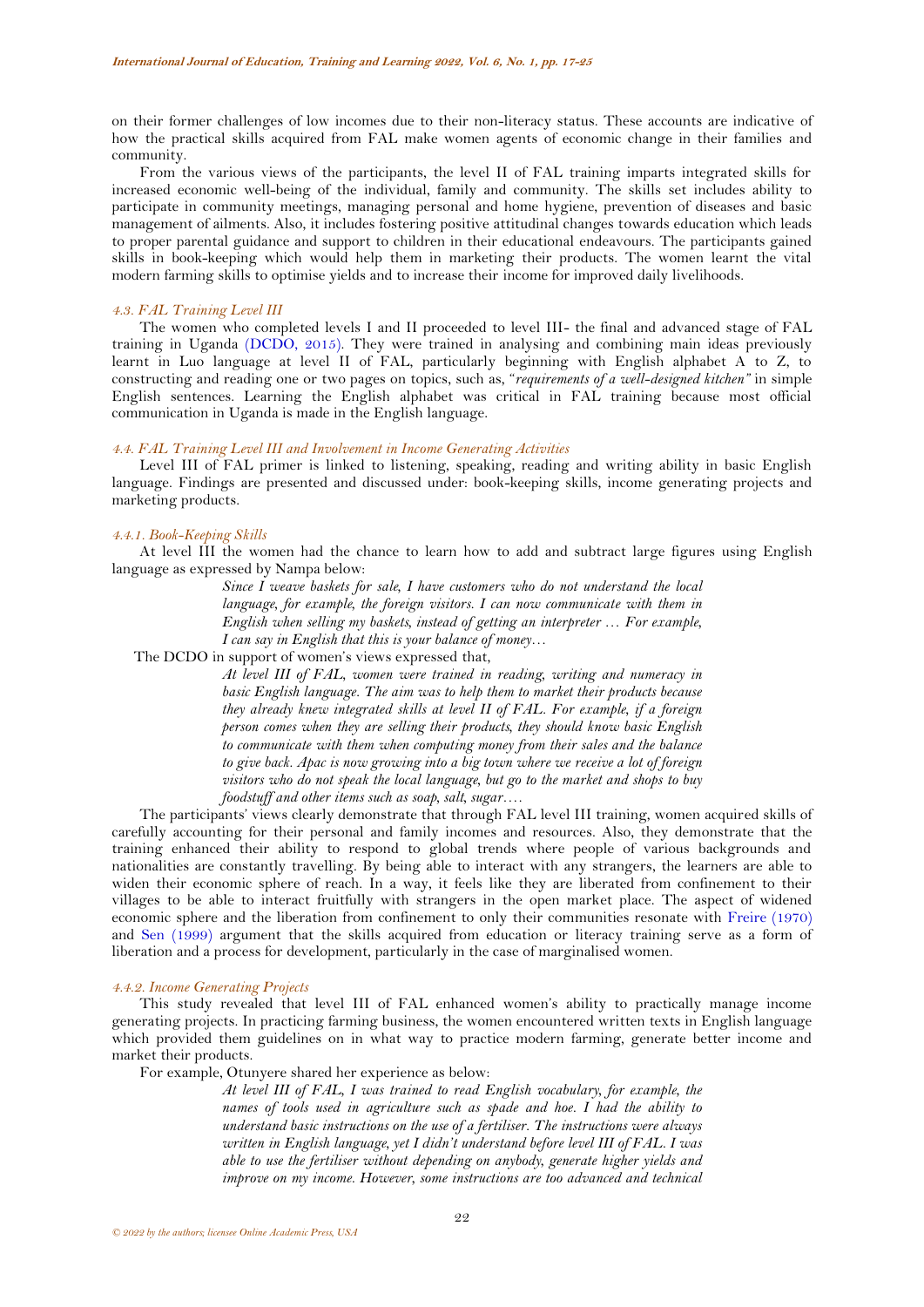on their former challenges of low incomes due to their non-literacy status. These accounts are indicative of how the practical skills acquired from FAL make women agents of economic change in their families and community.

From the various views of the participants, the level II of FAL training imparts integrated skills for increased economic well-being of the individual, family and community. The skills set includes ability to participate in community meetings, managing personal and home hygiene, prevention of diseases and basic management of ailments. Also, it includes fostering positive attitudinal changes towards education which leads to proper parental guidance and support to children in their educational endeavours. The participants gained skills in book-keeping which would help them in marketing their products. The women learnt the vital modern farming skills to optimise yields and to increase their income for improved daily livelihoods.

### 4.3. FAL Training Level III

The women who completed levels I and II proceeded to level III- the final and advanced stage of FAL training in Uganda (DCDO, 2015). They were trained in analysing and combining main ideas previously learnt in Luo language at level II of FAL, particularly beginning with English alphabet A to Z, to constructing and reading one or two pages on topics, such as, "*requirements of a well-designed kitchen*" in simple English sentences. Learning the English alphabet was critical in FAL training because most official communication in Uganda is made in the English language.

### 4.4. FAL Training Level III and Involvement in Income Generating Activities

Level III of FAL primer is linked to listening, speaking, reading and writing ability in basic English language. Findings are presented and discussed under: book-keeping skills, income generating projects and marketing products.

#### 4.4.1. Book-Keeping Skills

At level III the women had the chance to learn how to add and subtract large figures using English language as expressed by Nampa below:

> *Since I weave baskets for sale, I have customers who do not understand the local language, for example, the foreign visitors. I can now communicate with them in English when selling my baskets, instead of getting an interpreter … For example, I can say in English that this is your balance of money…*

The DCDO in support of women's views expressed that,

> *At level III of FAL, women were trained in reading, writing and numeracy in basic English language. The aim was to help them to market their products because they already knew integrated skills at level II of FAL. For example, if a foreign person comes when they are selling their products, they should know basic English to communicate with them when computing money from their sales and the balance to give back. Apac is now growing into a big town where we receive a lot of foreign visitors who do not speak the local language, but go to the market and shops to buy foodstuff and other items such as soap, salt, sugar….*

The participants' views clearly demonstrate that through FAL level III training, women acquired skills of carefully accounting for their personal and family incomes and resources. Also, they demonstrate that the training enhanced their ability to respond to global trends where people of various backgrounds and nationalities are constantly travelling. By being able to interact with any strangers, the learners are able to widen their economic sphere of reach. In a way, it feels like they are liberated from confinement to their villages to be able to interact fruitfully with strangers in the open market place. The aspect of widened economic sphere and the liberation from confinement to only their communities resonate with Freire (1970) and Sen (1999) argument that the skills acquired from education or literacy training serve as a form of liberation and a process for development, particularly in the case of marginalised women.

#### 4.4.2. Income Generating Projects

This study revealed that level III of FAL enhanced women's ability to practically manage income generating projects. In practicing farming business, the women encountered written texts in English language which provided them guidelines on in what way to practice modern farming, generate better income and market their products.

For example, Otunyere shared her experience as below:

> *At level III of FAL, I was trained to read English vocabulary, for example, the names of tools used in agriculture such as spade and hoe. I had the ability to understand basic instructions on the use of a fertiliser. The instructions were always written in English language, yet I didn't understand before level III of FAL. I was able to use the fertiliser without depending on anybody, generate higher yields and improve on my income. However, some instructions are too advanced and technical*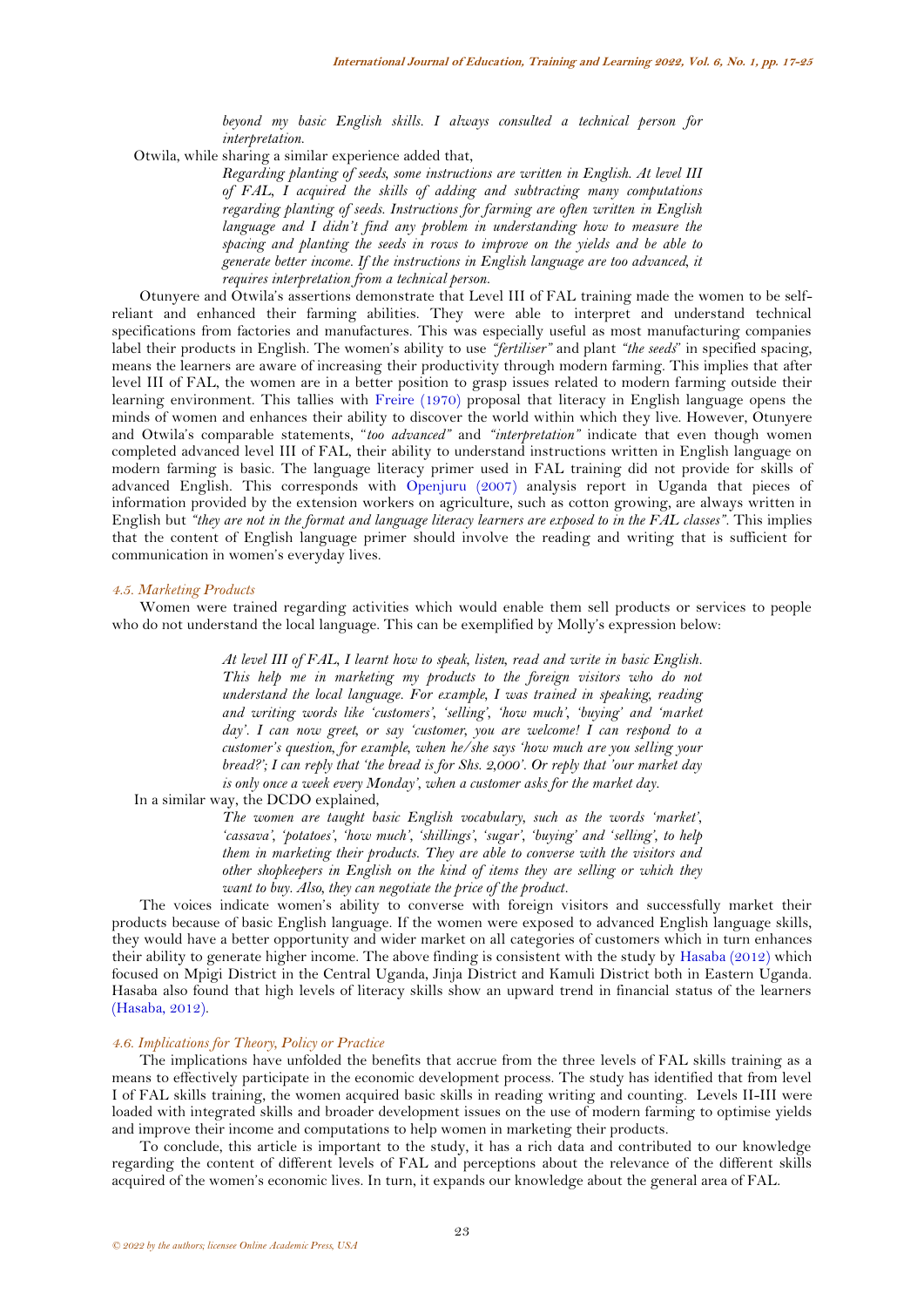*beyond my basic English skills. I always consulted a technical person for interpretation.*

Otwila, while sharing a similar experience added that,

> *Regarding planting of seeds, some instructions are written in English. At level III of FAL, I acquired the skills of adding and subtracting many computations regarding planting of seeds. Instructions for farming are often written in English language and I didn't find any problem in understanding how to measure the spacing and planting the seeds in rows to improve on the yields and be able to generate better income. If the instructions in English language are too advanced, it requires interpretation from a technical person.*

Otunyere and Otwila's assertions demonstrate that Level III of FAL training made the women to be self-reliant and enhanced their farming abilities. They were able to interpret and understand technical specifications from factories and manufactures. This was especially useful as most manufacturing companies label their products in English. The women's ability to use *"fertiliser"* and plant *"the seeds"* in specified spacing, means the learners are aware of increasing their productivity through modern farming. This implies that after level III of FAL, the women are in a better position to grasp issues related to modern farming outside their learning environment. This tallies with Freire (1970) proposal that literacy in English language opens the minds of women and enhances their ability to discover the world within which they live. However, Otunyere and Otwila's comparable statements, "*too advanced"* and *"interpretation"* indicate that even though women completed advanced level III of FAL, their ability to understand instructions written in English language on modern farming is basic. The language literacy primer used in FAL training did not provide for skills of advanced English. This corresponds with Openjuru (2007) analysis report in Uganda that pieces of information provided by the extension workers on agriculture, such as cotton growing, are always written in English but *"they are not in the format and language literacy learners are exposed to in the FAL classes"*. This implies that the content of English language primer should involve the reading and writing that is sufficient for communication in women's everyday lives.

### *4.5. Marketing Products*

Women were trained regarding activities which would enable them sell products or services to people who do not understand the local language. This can be exemplified by Molly's expression below:

> *At level III of FAL, I learnt how to speak, listen, read and write in basic English. This help me in marketing my products to the foreign visitors who do not understand the local language. For example, I was trained in speaking, reading and writing words like 'customers', 'selling', 'how much', 'buying' and 'market day'. I can now greet, or say 'customer, you are welcome! I can respond to a customer's question, for example, when he/she says 'how much are you selling your bread?'; I can reply that 'the bread is for Shs. 2,000'. Or reply that 'our market day is only once a week every Monday', when a customer asks for the market day.*

In a similar way, the DCDO explained,

> *The women are taught basic English vocabulary, such as the words 'market', 'cassava', 'potatoes', 'how much', 'shillings', 'sugar', 'buying' and 'selling', to help them in marketing their products. They are able to converse with the visitors and other shopkeepers in English on the kind of items they are selling or which they want to buy. Also, they can negotiate the price of the product.*

The voices indicate women's ability to converse with foreign visitors and successfully market their products because of basic English language. If the women were exposed to advanced English language skills, they would have a better opportunity and wider market on all categories of customers which in turn enhances their ability to generate higher income. The above finding is consistent with the study by Hasaba (2012) which focused on Mpigi District in the Central Uganda, Jinja District and Kamuli District both in Eastern Uganda. Hasaba also found that high levels of literacy skills show an upward trend in financial status of the learners (Hasaba, 2012).

### *4.6. Implications for Theory, Policy or Practice*

The implications have unfolded the benefits that accrue from the three levels of FAL skills training as a means to effectively participate in the economic development process. The study has identified that from level I of FAL skills training, the women acquired basic skills in reading writing and counting. Levels II-III were loaded with integrated skills and broader development issues on the use of modern farming to optimise yields and improve their income and computations to help women in marketing their products.

To conclude, this article is important to the study, it has a rich data and contributed to our knowledge regarding the content of different levels of FAL and perceptions about the relevance of the different skills acquired of the women's economic lives. In turn, it expands our knowledge about the general area of FAL.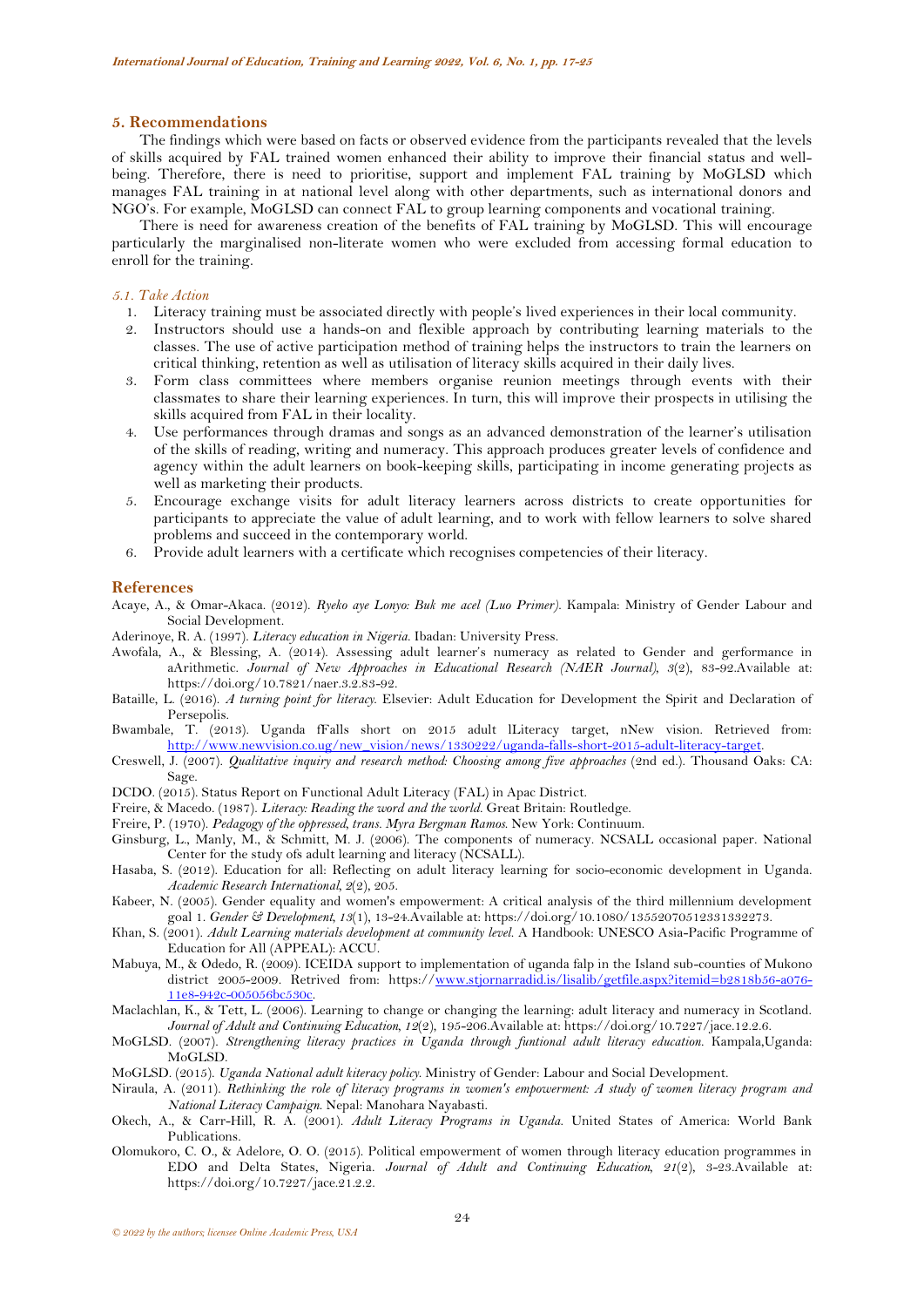## 5. Recommendations

The findings which were based on facts or observed evidence from the participants revealed that the levels of skills acquired by FAL trained women enhanced their ability to improve their financial status and well-being. Therefore, there is need to prioritise, support and implement FAL training by MoGLSD which manages FAL training in at national level along with other departments, such as international donors and NGO's. For example, MoGLSD can connect FAL to group learning components and vocational training.

There is need for awareness creation of the benefits of FAL training by MoGLSD. This will encourage particularly the marginalised non-literate women who were excluded from accessing formal education to enroll for the training.

### *5.1. Take Action*

1. Literacy training must be associated directly with people's lived experiences in their local community.
2. Instructors should use a hands-on and flexible approach by contributing learning materials to the classes. The use of active participation method of training helps the instructors to train the learners on critical thinking, retention as well as utilisation of literacy skills acquired in their daily lives.
3. Form class committees where members organise reunion meetings through events with their classmates to share their learning experiences. In turn, this will improve their prospects in utilising the skills acquired from FAL in their locality.
4. Use performances through dramas and songs as an advanced demonstration of the learner's utilisation of the skills of reading, writing and numeracy. This approach produces greater levels of confidence and agency within the adult learners on book-keeping skills, participating in income generating projects as well as marketing their products.
5. Encourage exchange visits for adult literacy learners across districts to create opportunities for participants to appreciate the value of adult learning, and to work with fellow learners to solve shared problems and succeed in the contemporary world.
6. Provide adult learners with a certificate which recognises competencies of their literacy.

## References

Acaye, A., & Omar-Akaca. (2012). *Ryeko aye Lonyo: Buk me acel (Luo Primer)*. Kampala: Ministry of Gender Labour and Social Development.

Aderinoye, R. A. (1997). *Literacy education in Nigeria*. Ibadan: University Press.

Awofala, A., & Blessing, A. (2014). Assessing adult learner's numeracy as related to Gender and gerformance in aArithmetic. *Journal of New Approaches in Educational Research (NAER Journal)*, *3*(2), 83-92.Available at: https://doi.org/10.7821/naer.3.2.83-92.

Bataille, L. (2016). *A turning point for literacy*. Elsevier: Adult Education for Development the Spirit and Declaration of Persepolis.

Bwambale, T. (2013). Uganda fFalls short on 2015 adult lLiteracy target, nNew vision. Retrieved from: http://www.newvision.co.ug/new_vision/news/1330222/uganda-falls-short-2015-adult-literacy-target.

Creswell, J. (2007). *Qualitative inquiry and research method: Choosing among five approaches* (2nd ed.). Thousand Oaks: CA: Sage.

DCDO. (2015). Status Report on Functional Adult Literacy (FAL) in Apac District.

Freire, & Macedo. (1987). *Literacy: Reading the word and the world*. Great Britain: Routledge.

Freire, P. (1970). *Pedagogy of the oppressed, trans. Myra Bergman Ramos*. New York: Continuum.

Ginsburg, L., Manly, M., & Schmitt, M. J. (2006). The components of numeracy. NCSALL occasional paper. National Center for the study ofs adult learning and literacy (NCSALL).

Hasaba, S. (2012). Education for all: Reflecting on adult literacy learning for socio-economic development in Uganda. *Academic Research International*, *2*(2), 205.

Kabeer, N. (2005). Gender equality and women's empowerment: A critical analysis of the third millennium development goal 1. *Gender & Development*, *13*(1), 13-24.Available at: https://doi.org/10.1080/13552070512331332273.

Khan, S. (2001). *Adult Learning materials development at community level*. A Handbook: UNESCO Asia-Pacific Programme of Education for All (APPEAL): ACCU.

Mabuya, M., & Odedo, R. (2009). ICEIDA support to implementation of uganda falp in the Island sub-counties of Mukono district 2005-2009. Retrived from: https://www.stjornarradid.is/lisalib/getfile.aspx?itemid=b2818b56-a076-11e8-942c-005056bc530c.

Maclachlan, K., & Tett, L. (2006). Learning to change or changing the learning: adult literacy and numeracy in Scotland. *Journal of Adult and Continuing Education*, *12*(2), 195-206.Available at: https://doi.org/10.7227/jace.12.2.6.

MoGLSD. (2007). *Strengthening literacy practices in Uganda through funtional adult literacy education*. Kampala,Uganda: MoGLSD.

MoGLSD. (2015). *Uganda National adult kiteracy policy*. Ministry of Gender: Labour and Social Development.

Niraula, A. (2011). *Rethinking the role of literacy programs in women's empowerment: A study of women literacy program and National Literacy Campaign*. Nepal: Manohara Nayabasti.

Okech, A., & Carr-Hill, R. A. (2001). *Adult Literacy Programs in Uganda*. United States of America: World Bank Publications.

Olomukoro, C. O., & Adelore, O. O. (2015). Political empowerment of women through literacy education programmes in EDO and Delta States, Nigeria. *Journal of Adult and Continuing Education*, *21*(2), 3-23.Available at: https://doi.org/10.7227/jace.21.2.2.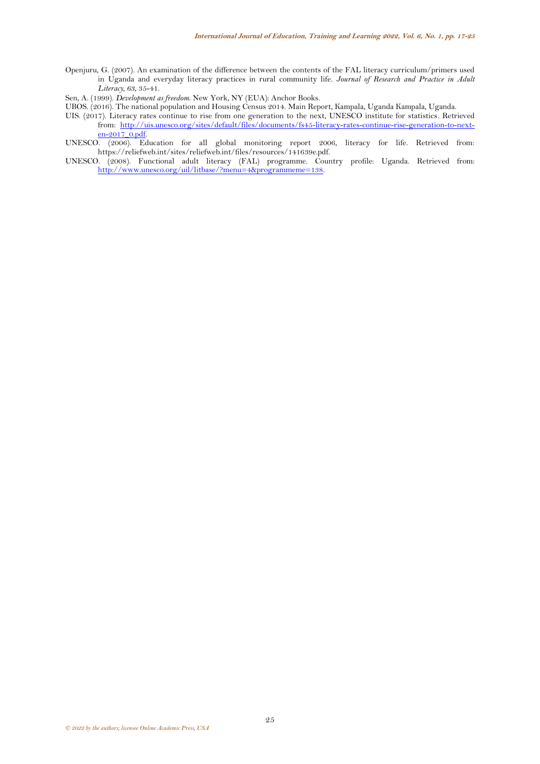Openjuru, G. (2007). An examination of the difference between the contents of the FAL literacy curriculum/primers used in Uganda and everyday literacy practices in rural community life. *Journal of Research and Practice in Adult Literacy, 63*, 35-41.

Sen, A. (1999). *Development as freedom*. New York, NY (EUA): Anchor Books.

UBOS. (2016). The national population and Housing Census 2014. Main Report, Kampala, Uganda Kampala, Uganda.

UIS. (2017). Literacy rates continue to rise from one generation to the next, UNESCO institute for statistics. Retrieved from: http://uis.unesco.org/sites/default/files/documents/fs45-literacy-rates-continue-rise-generation-to-next-en-2017_0.pdf.

UNESCO. (2006). Education for all global monitoring report 2006, literacy for life. Retrieved from: https://reliefweb.int/sites/reliefweb.int/files/resources/141639e.pdf.

UNESCO. (2008). Functional adult literacy (FAL) programme. Country profile: Uganda. Retrieved from: http://www.unesco.org/uil/litbase/?menu=4&programmeme=138.